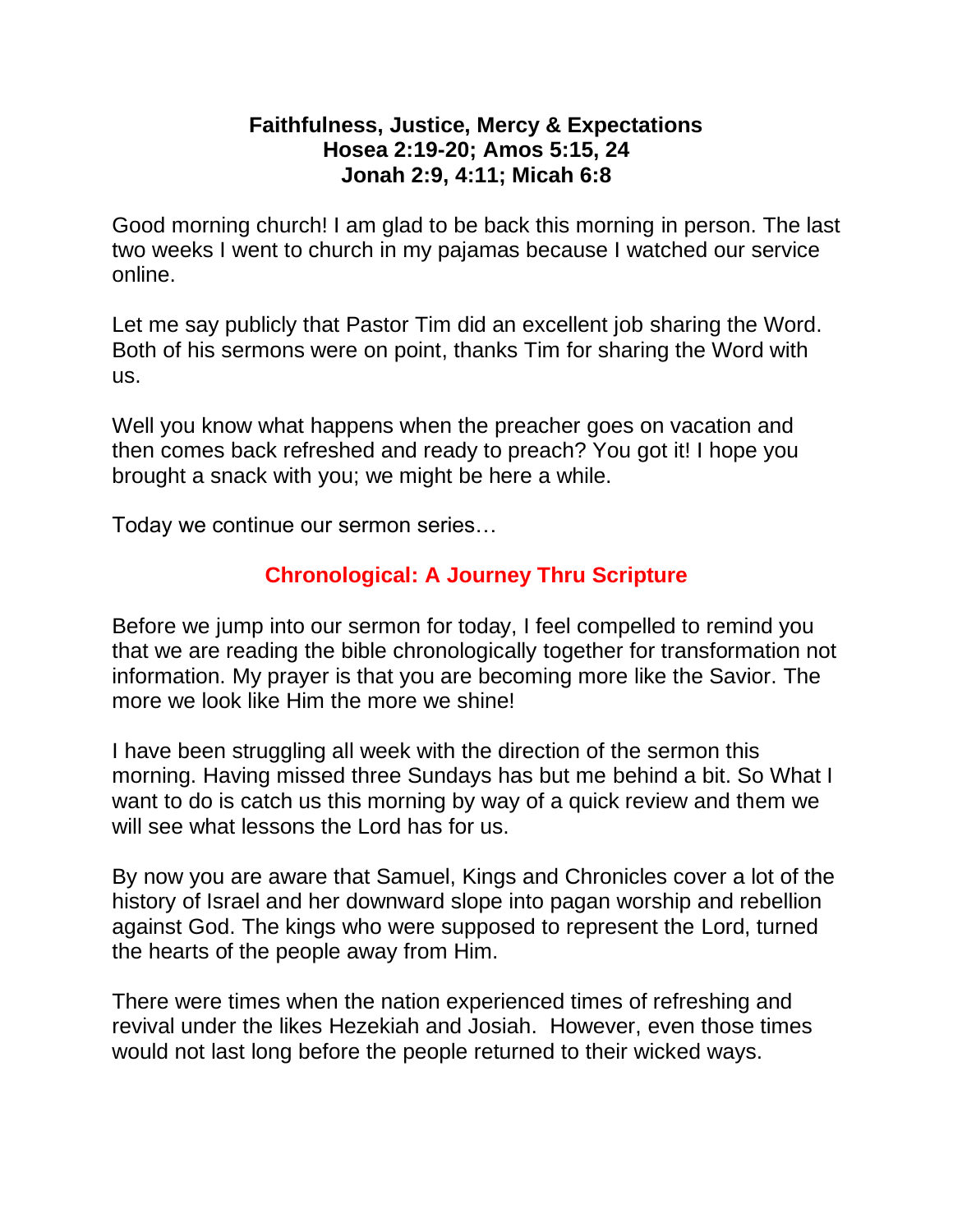**Faithfulness, Justice, Mercy & Expectations**
**Hosea 2:19-20; Amos 5:15, 24**
**Jonah 2:9, 4:11; Micah 6:8**

Good morning church! I am glad to be back this morning in person. The last two weeks I went to church in my pajamas because I watched our service online.

Let me say publicly that Pastor Tim did an excellent job sharing the Word. Both of his sermons were on point, thanks Tim for sharing the Word with us.

Well you know what happens when the preacher goes on vacation and then comes back refreshed and ready to preach? You got it! I hope you brought a snack with you; we might be here a while.

Today we continue our sermon series…

**Chronological: A Journey Thru Scripture**

Before we jump into our sermon for today, I feel compelled to remind you that we are reading the bible chronologically together for transformation not information. My prayer is that you are becoming more like the Savior. The more we look like Him the more we shine!

I have been struggling all week with the direction of the sermon this morning. Having missed three Sundays has but me behind a bit. So What I want to do is catch us this morning by way of a quick review and them we will see what lessons the Lord has for us.

By now you are aware that Samuel, Kings and Chronicles cover a lot of the history of Israel and her downward slope into pagan worship and rebellion against God. The kings who were supposed to represent the Lord, turned the hearts of the people away from Him.

There were times when the nation experienced times of refreshing and revival under the likes Hezekiah and Josiah. However, even those times would not last long before the people returned to their wicked ways.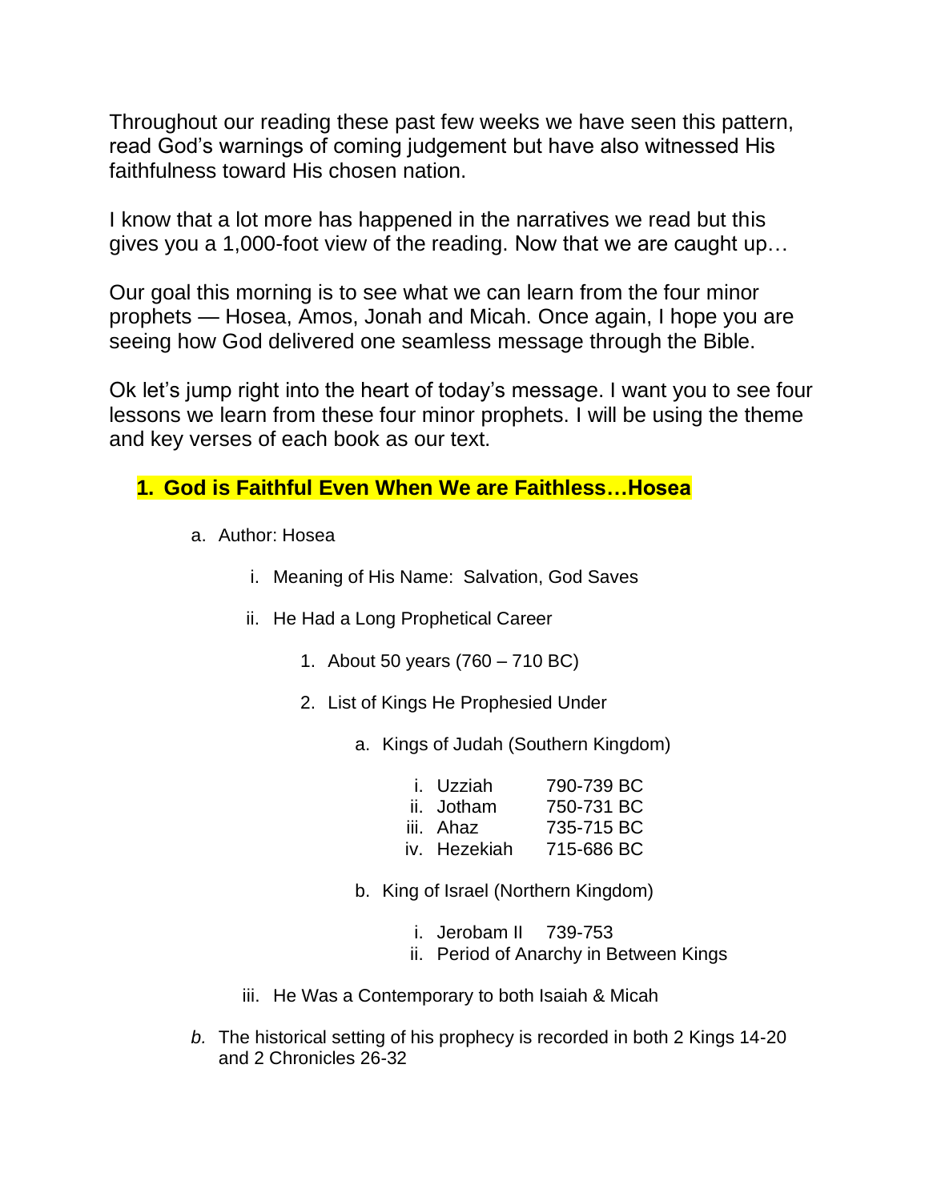Throughout our reading these past few weeks we have seen this pattern, read God's warnings of coming judgement but have also witnessed His faithfulness toward His chosen nation.

I know that a lot more has happened in the narratives we read but this gives you a 1,000-foot view of the reading. Now that we are caught up…

Our goal this morning is to see what we can learn from the four minor prophets — Hosea, Amos, Jonah and Micah. Once again, I hope you are seeing how God delivered one seamless message through the Bible.

Ok let's jump right into the heart of today's message. I want you to see four lessons we learn from these four minor prophets. I will be using the theme and key verses of each book as our text.

## 1. God is Faithful Even When We are Faithless…Hosea

- a. Author: Hosea
  - i. Meaning of His Name: Salvation, God Saves
  - ii. He Had a Long Prophetical Career
    1. About 50 years (760 – 710 BC)
    2. List of Kings He Prophesied Under
       - a. Kings of Judah (Southern Kingdom)
         - i. Uzziah 790-739 BC
         - ii. Jotham 750-731 BC
         - iii. Ahaz 735-715 BC
         - iv. Hezekiah 715-686 BC
       - b. King of Israel (Northern Kingdom)
         - i. Jerobam II 739-753
         - ii. Period of Anarchy in Between Kings
  - iii. He Was a Contemporary to both Isaiah & Micah
- *b.* The historical setting of his prophecy is recorded in both 2 Kings 14-20 and 2 Chronicles 26-32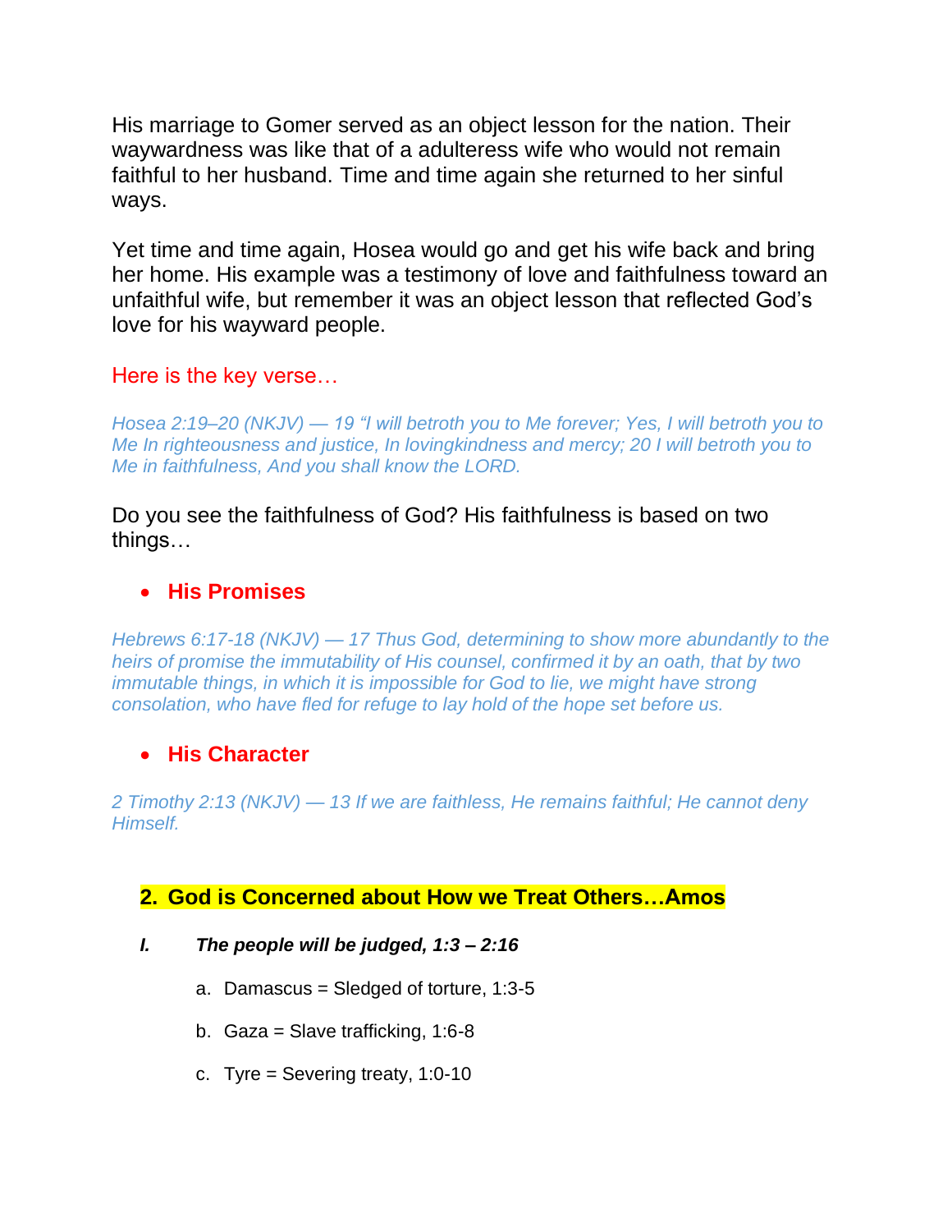His marriage to Gomer served as an object lesson for the nation. Their waywardness was like that of a adulteress wife who would not remain faithful to her husband. Time and time again she returned to her sinful ways.

Yet time and time again, Hosea would go and get his wife back and bring her home. His example was a testimony of love and faithfulness toward an unfaithful wife, but remember it was an object lesson that reflected God's love for his wayward people.

Here is the key verse…

*Hosea 2:19–20 (NKJV) — 19 "I will betroth you to Me forever; Yes, I will betroth you to Me In righteousness and justice, In lovingkindness and mercy; 20 I will betroth you to Me in faithfulness, And you shall know the LORD.*

Do you see the faithfulness of God? His faithfulness is based on two things…

- **His Promises**

*Hebrews 6:17-18 (NKJV) — 17 Thus God, determining to show more abundantly to the heirs of promise the immutability of His counsel, confirmed it by an oath, that by two immutable things, in which it is impossible for God to lie, we might have strong consolation, who have fled for refuge to lay hold of the hope set before us.*

- **His Character**

*2 Timothy 2:13 (NKJV) — 13 If we are faithless, He remains faithful; He cannot deny Himself.*

## 2. God is Concerned about How we Treat Others…Amos

***I. The people will be judged, 1:3 – 2:16***

a. Damascus = Sledged of torture, 1:3-5

b. Gaza = Slave trafficking, 1:6-8

c. Tyre = Severing treaty, 1:0-10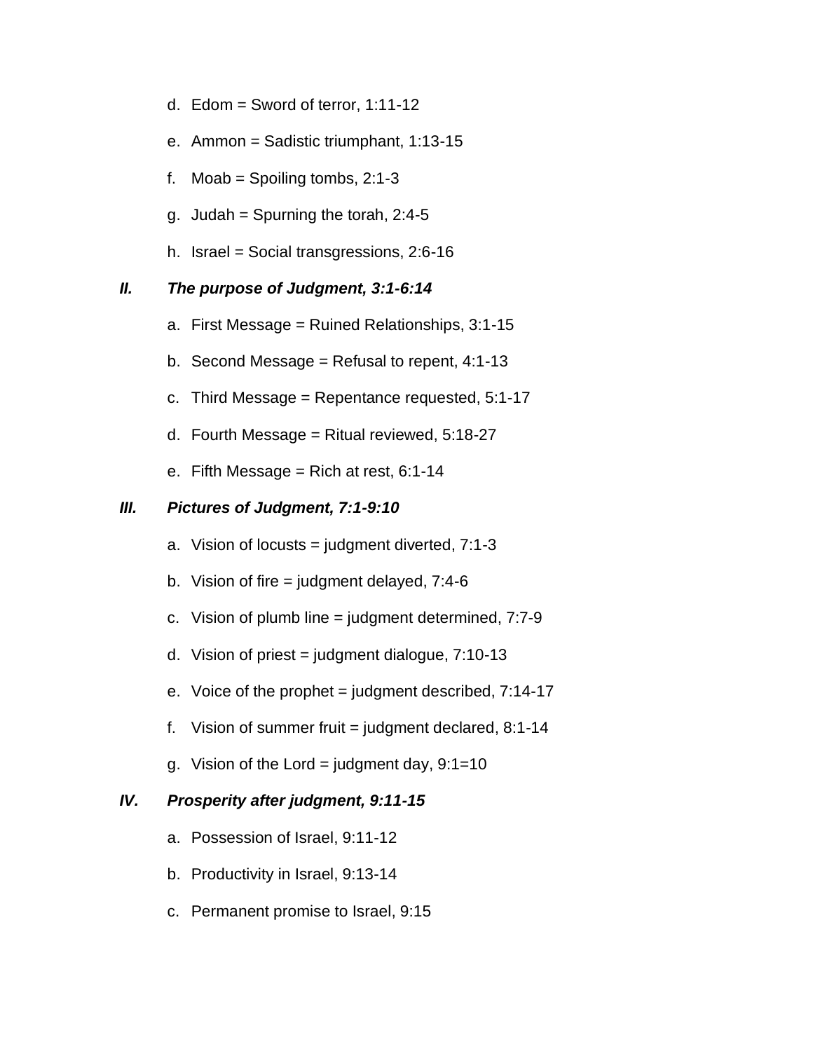d. Edom = Sword of terror, 1:11-12

e. Ammon = Sadistic triumphant, 1:13-15

f. Moab = Spoiling tombs, 2:1-3

g. Judah = Spurning the torah, 2:4-5

h. Israel = Social transgressions, 2:6-16

***II. The purpose of Judgment, 3:1-6:14***

a. First Message = Ruined Relationships, 3:1-15

b. Second Message = Refusal to repent, 4:1-13

c. Third Message = Repentance requested, 5:1-17

d. Fourth Message = Ritual reviewed, 5:18-27

e. Fifth Message = Rich at rest, 6:1-14

***III. Pictures of Judgment, 7:1-9:10***

a. Vision of locusts = judgment diverted, 7:1-3

b. Vision of fire = judgment delayed, 7:4-6

c. Vision of plumb line = judgment determined, 7:7-9

d. Vision of priest = judgment dialogue, 7:10-13

e. Voice of the prophet = judgment described, 7:14-17

f. Vision of summer fruit = judgment declared, 8:1-14

g. Vision of the Lord = judgment day, 9:1=10

***IV. Prosperity after judgment, 9:11-15***

a. Possession of Israel, 9:11-12

b. Productivity in Israel, 9:13-14

c. Permanent promise to Israel, 9:15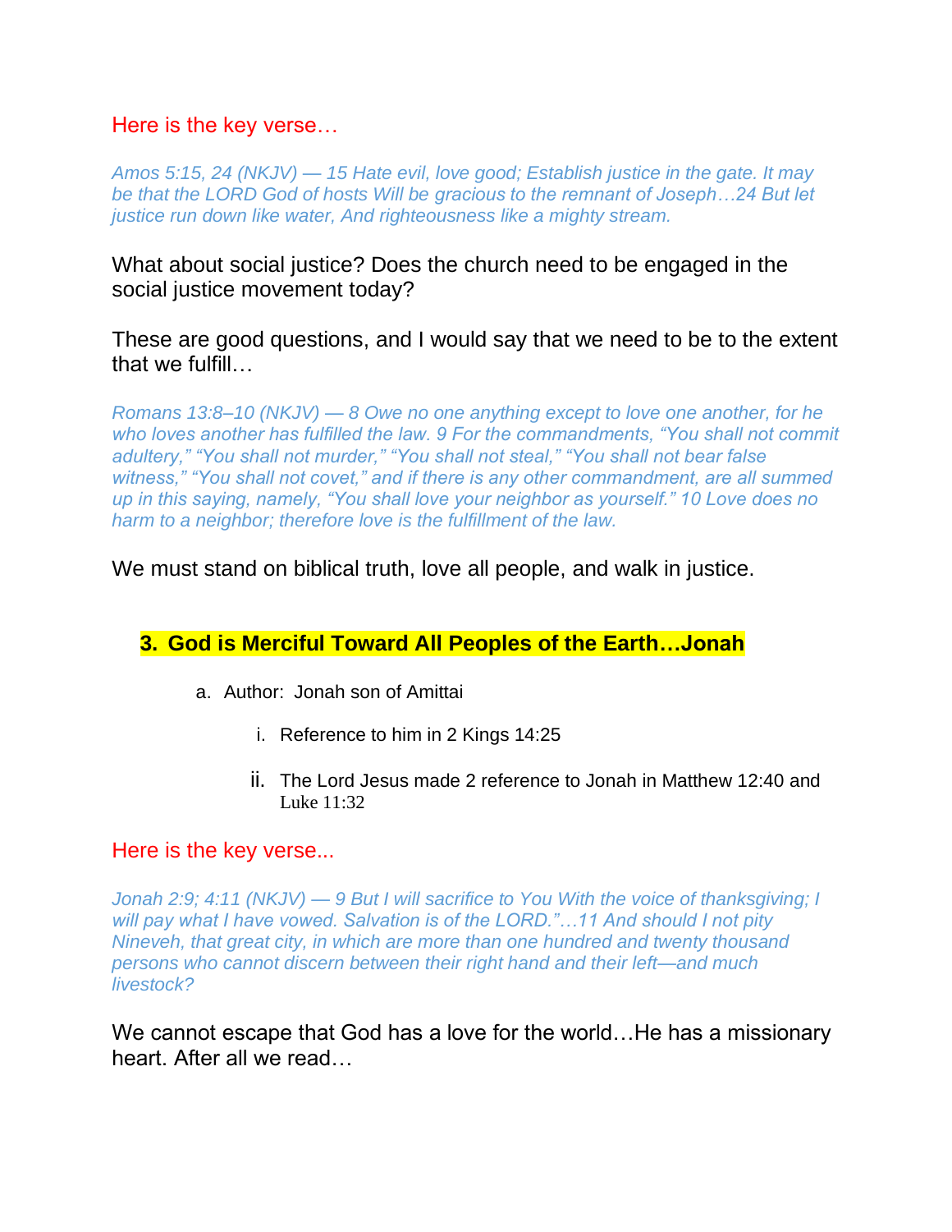Here is the key verse…

*Amos 5:15, 24 (NKJV) — 15 Hate evil, love good; Establish justice in the gate. It may be that the LORD God of hosts Will be gracious to the remnant of Joseph…24 But let justice run down like water, And righteousness like a mighty stream.*

What about social justice? Does the church need to be engaged in the social justice movement today?

These are good questions, and I would say that we need to be to the extent that we fulfill…

*Romans 13:8–10 (NKJV) — 8 Owe no one anything except to love one another, for he who loves another has fulfilled the law. 9 For the commandments, "You shall not commit adultery," "You shall not murder," "You shall not steal," "You shall not bear false witness," "You shall not covet," and if there is any other commandment, are all summed up in this saying, namely, "You shall love your neighbor as yourself." 10 Love does no harm to a neighbor; therefore love is the fulfillment of the law.*

We must stand on biblical truth, love all people, and walk in justice.

## 3. God is Merciful Toward All Peoples of the Earth…Jonah

a. Author: Jonah son of Amittai
    i. Reference to him in 2 Kings 14:25
    ii. The Lord Jesus made 2 reference to Jonah in Matthew 12:40 and Luke 11:32

Here is the key verse...

*Jonah 2:9; 4:11 (NKJV) — 9 But I will sacrifice to You With the voice of thanksgiving; I will pay what I have vowed. Salvation is of the LORD."…11 And should I not pity Nineveh, that great city, in which are more than one hundred and twenty thousand persons who cannot discern between their right hand and their left—and much livestock?*

We cannot escape that God has a love for the world…He has a missionary heart. After all we read…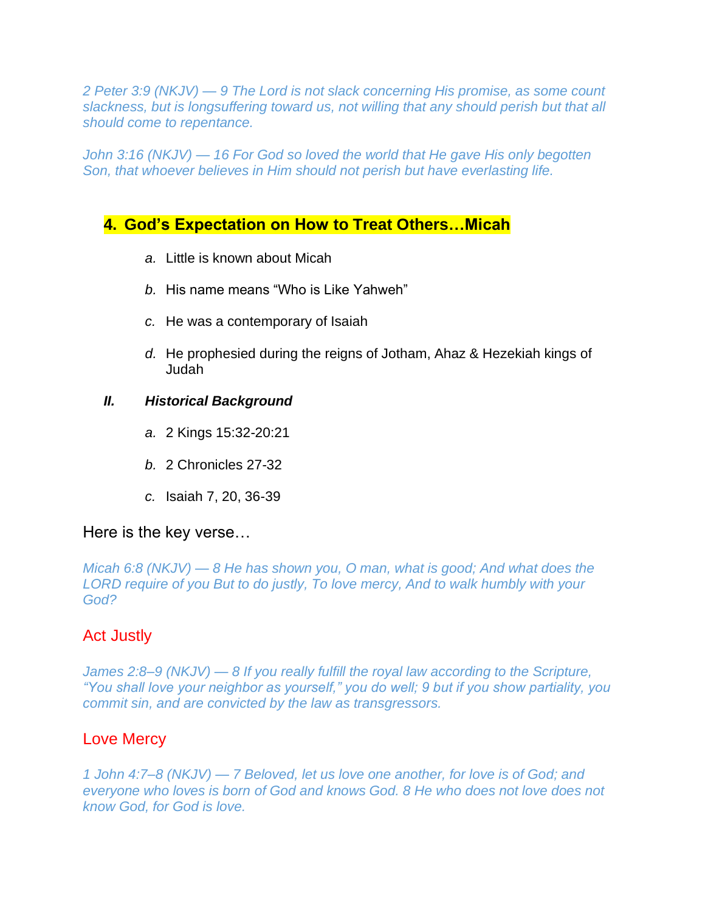*2 Peter 3:9 (NKJV) — 9 The Lord is not slack concerning His promise, as some count slackness, but is longsuffering toward us, not willing that any should perish but that all should come to repentance.*

*John 3:16 (NKJV) — 16 For God so loved the world that He gave His only begotten Son, that whoever believes in Him should not perish but have everlasting life.*

## 4. God's Expectation on How to Treat Others…Micah

a. Little is known about Micah

b. His name means "Who is Like Yahweh"

c. He was a contemporary of Isaiah

d. He prophesied during the reigns of Jotham, Ahaz & Hezekiah kings of Judah

***II. Historical Background***

a. 2 Kings 15:32-20:21

b. 2 Chronicles 27-32

c. Isaiah 7, 20, 36-39

Here is the key verse…

*Micah 6:8 (NKJV) — 8 He has shown you, O man, what is good; And what does the LORD require of you But to do justly, To love mercy, And to walk humbly with your God?*

### Act Justly

*James 2:8–9 (NKJV) — 8 If you really fulfill the royal law according to the Scripture, "You shall love your neighbor as yourself," you do well; 9 but if you show partiality, you commit sin, and are convicted by the law as transgressors.*

### Love Mercy

*1 John 4:7–8 (NKJV) — 7 Beloved, let us love one another, for love is of God; and everyone who loves is born of God and knows God. 8 He who does not love does not know God, for God is love.*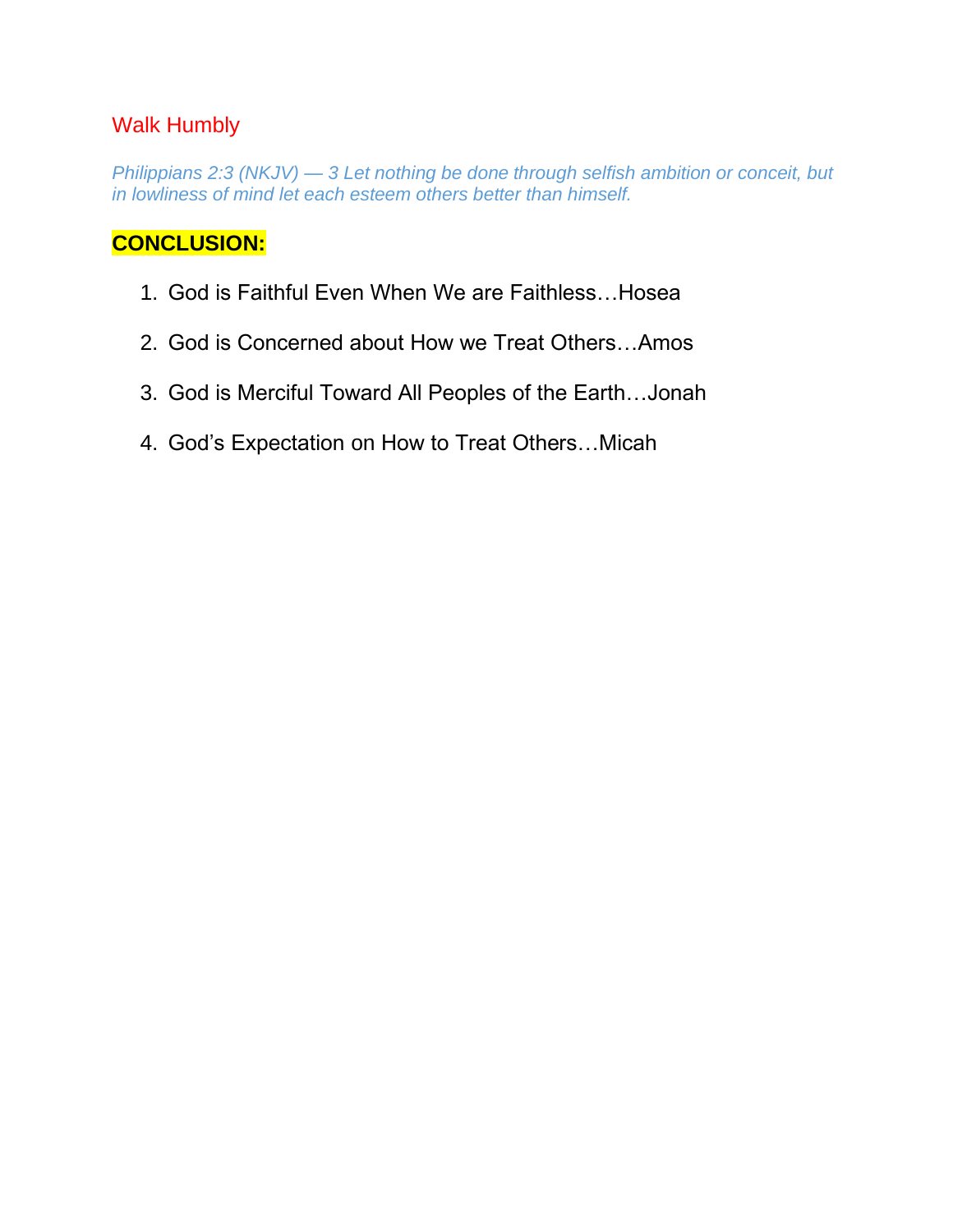Walk Humbly

*Philippians 2:3 (NKJV) — 3 Let nothing be done through selfish ambition or conceit, but in lowliness of mind let each esteem others better than himself.*

**CONCLUSION:**

1. God is Faithful Even When We are Faithless…Hosea
2. God is Concerned about How we Treat Others…Amos
3. God is Merciful Toward All Peoples of the Earth…Jonah
4. God's Expectation on How to Treat Others…Micah